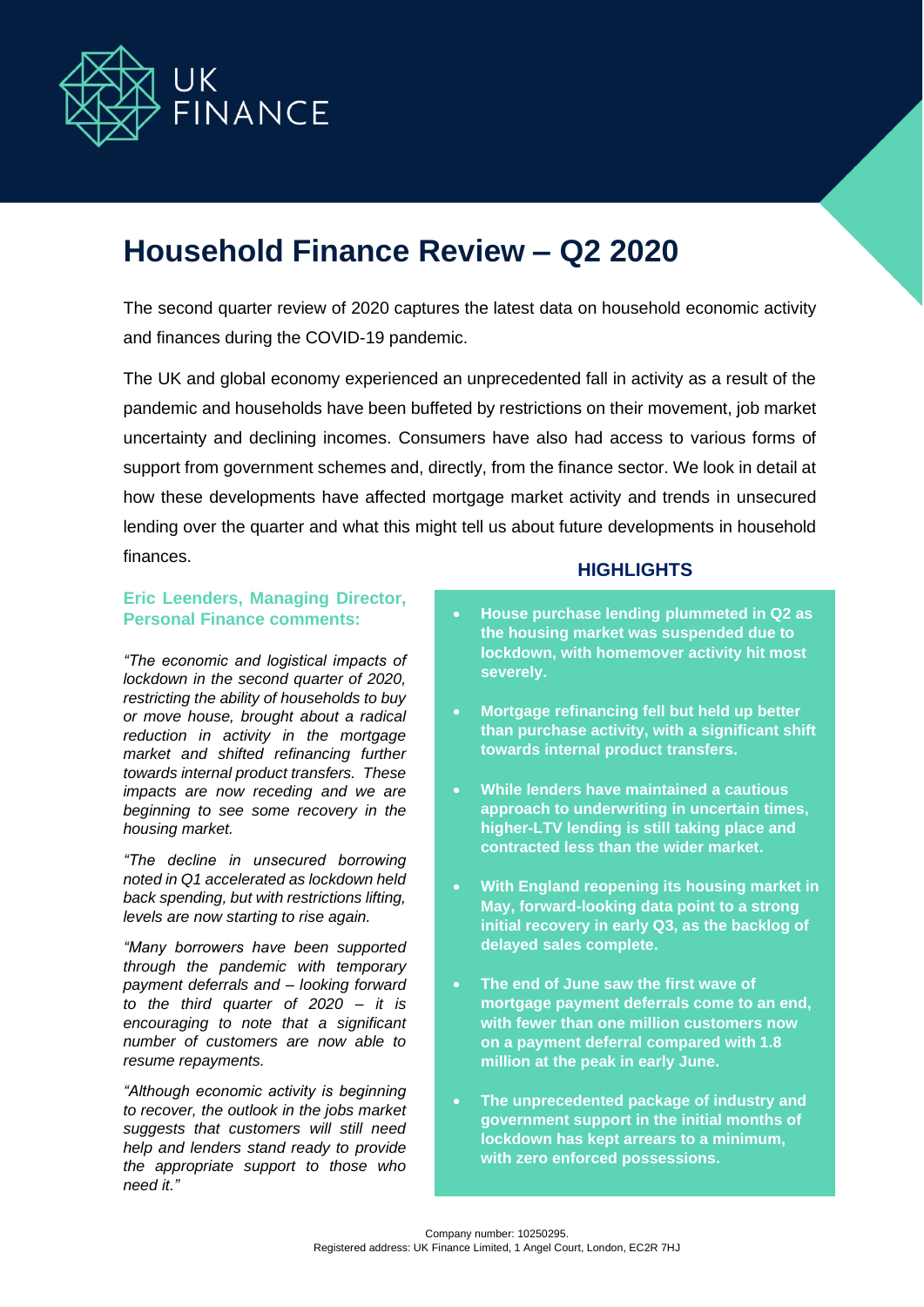UK FINANCE

# Household Finance Review – Q2 2020

The second quarter review of 2020 captures the latest data on household economic activity and finances during the COVID-19 pandemic.

The UK and global economy experienced an unprecedented fall in activity as a result of the pandemic and households have been buffeted by restrictions on their movement, job market uncertainty and declining incomes. Consumers have also had access to various forms of support from government schemes and, directly, from the finance sector. We look in detail at how these developments have affected mortgage market activity and trends in unsecured lending over the quarter and what this might tell us about future developments in household finances.

### Eric Leenders, Managing Director, Personal Finance comments:

*"The economic and logistical impacts of lockdown in the second quarter of 2020, restricting the ability of households to buy or move house, brought about a radical reduction in activity in the mortgage market and shifted refinancing further towards internal product transfers. These impacts are now receding and we are beginning to see some recovery in the housing market.*

*"The decline in unsecured borrowing noted in Q1 accelerated as lockdown held back spending, but with restrictions lifting, levels are now starting to rise again.*

*"Many borrowers have been supported through the pandemic with temporary payment deferrals and – looking forward to the third quarter of 2020 – it is encouraging to note that a significant number of customers are now able to resume repayments.*

*"Although economic activity is beginning to recover, the outlook in the jobs market suggests that customers will still need help and lenders stand ready to provide the appropriate support to those who need it."*

### HIGHLIGHTS

- **House purchase lending plummeted in Q2 as the housing market was suspended due to lockdown, with homemover activity hit most severely.**
- **Mortgage refinancing fell but held up better than purchase activity, with a significant shift towards internal product transfers.**
- **While lenders have maintained a cautious approach to underwriting in uncertain times, higher-LTV lending is still taking place and contracted less than the wider market.**
- **With England reopening its housing market in May, forward-looking data point to a strong initial recovery in early Q3, as the backlog of delayed sales complete.**
- **The end of June saw the first wave of mortgage payment deferrals come to an end, with fewer than one million customers now on a payment deferral compared with 1.8 million at the peak in early June.**
- **The unprecedented package of industry and government support in the initial months of lockdown has kept arrears to a minimum, with zero enforced possessions.**

Company number: 10250295.
Registered address: UK Finance Limited, 1 Angel Court, London, EC2R 7HJ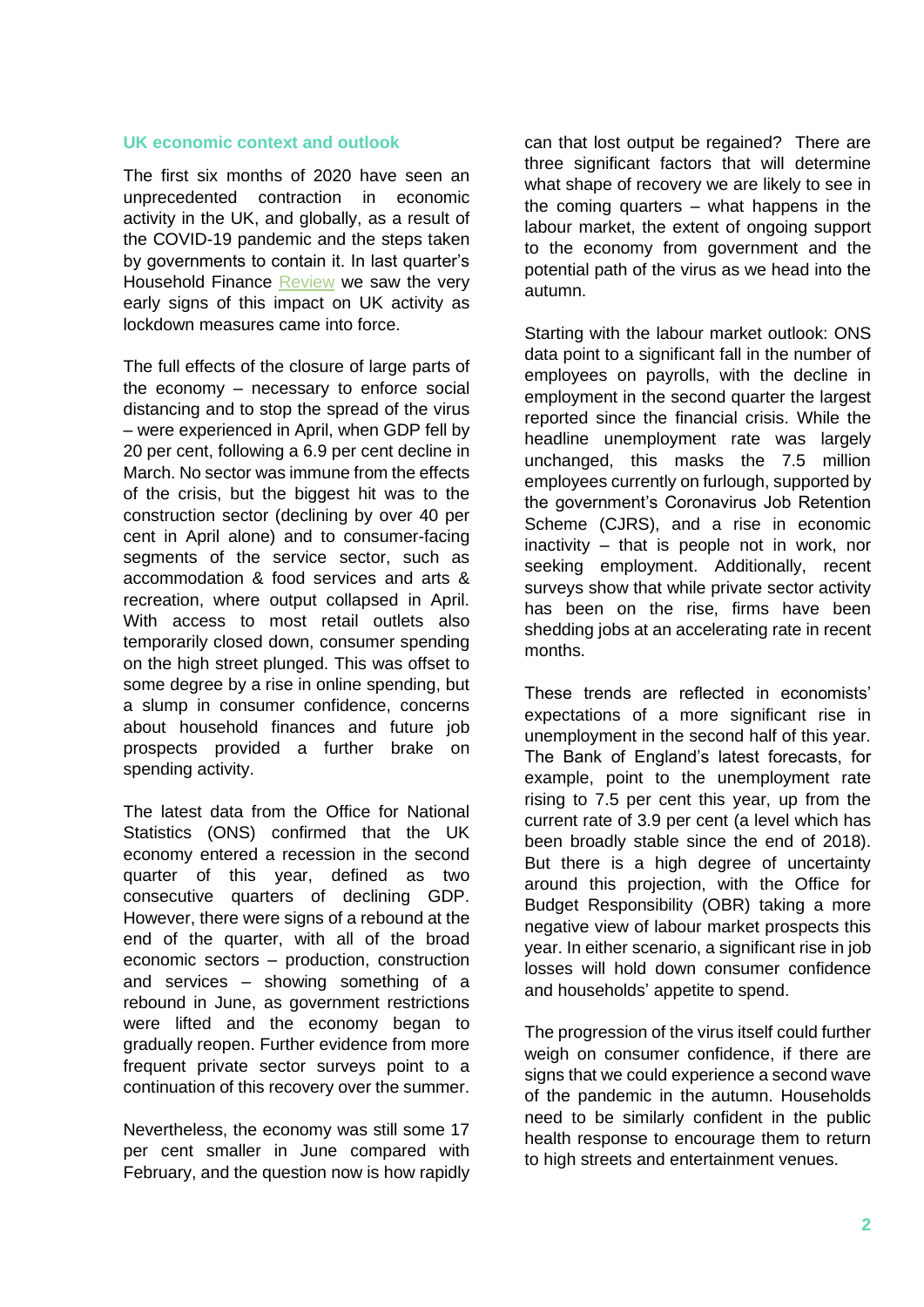## UK economic context and outlook

The first six months of 2020 have seen an unprecedented contraction in economic activity in the UK, and globally, as a result of the COVID-19 pandemic and the steps taken by governments to contain it. In last quarter's Household Finance Review we saw the very early signs of this impact on UK activity as lockdown measures came into force.

The full effects of the closure of large parts of the economy – necessary to enforce social distancing and to stop the spread of the virus – were experienced in April, when GDP fell by 20 per cent, following a 6.9 per cent decline in March. No sector was immune from the effects of the crisis, but the biggest hit was to the construction sector (declining by over 40 per cent in April alone) and to consumer-facing segments of the service sector, such as accommodation & food services and arts & recreation, where output collapsed in April. With access to most retail outlets also temporarily closed down, consumer spending on the high street plunged. This was offset to some degree by a rise in online spending, but a slump in consumer confidence, concerns about household finances and future job prospects provided a further brake on spending activity.

The latest data from the Office for National Statistics (ONS) confirmed that the UK economy entered a recession in the second quarter of this year, defined as two consecutive quarters of declining GDP. However, there were signs of a rebound at the end of the quarter, with all of the broad economic sectors – production, construction and services – showing something of a rebound in June, as government restrictions were lifted and the economy began to gradually reopen. Further evidence from more frequent private sector surveys point to a continuation of this recovery over the summer.

Nevertheless, the economy was still some 17 per cent smaller in June compared with February, and the question now is how rapidly can that lost output be regained? There are three significant factors that will determine what shape of recovery we are likely to see in the coming quarters – what happens in the labour market, the extent of ongoing support to the economy from government and the potential path of the virus as we head into the autumn.

Starting with the labour market outlook: ONS data point to a significant fall in the number of employees on payrolls, with the decline in employment in the second quarter the largest reported since the financial crisis. While the headline unemployment rate was largely unchanged, this masks the 7.5 million employees currently on furlough, supported by the government's Coronavirus Job Retention Scheme (CJRS), and a rise in economic inactivity – that is people not in work, nor seeking employment. Additionally, recent surveys show that while private sector activity has been on the rise, firms have been shedding jobs at an accelerating rate in recent months.

These trends are reflected in economists' expectations of a more significant rise in unemployment in the second half of this year. The Bank of England's latest forecasts, for example, point to the unemployment rate rising to 7.5 per cent this year, up from the current rate of 3.9 per cent (a level which has been broadly stable since the end of 2018). But there is a high degree of uncertainty around this projection, with the Office for Budget Responsibility (OBR) taking a more negative view of labour market prospects this year. In either scenario, a significant rise in job losses will hold down consumer confidence and households' appetite to spend.

The progression of the virus itself could further weigh on consumer confidence, if there are signs that we could experience a second wave of the pandemic in the autumn. Households need to be similarly confident in the public health response to encourage them to return to high streets and entertainment venues.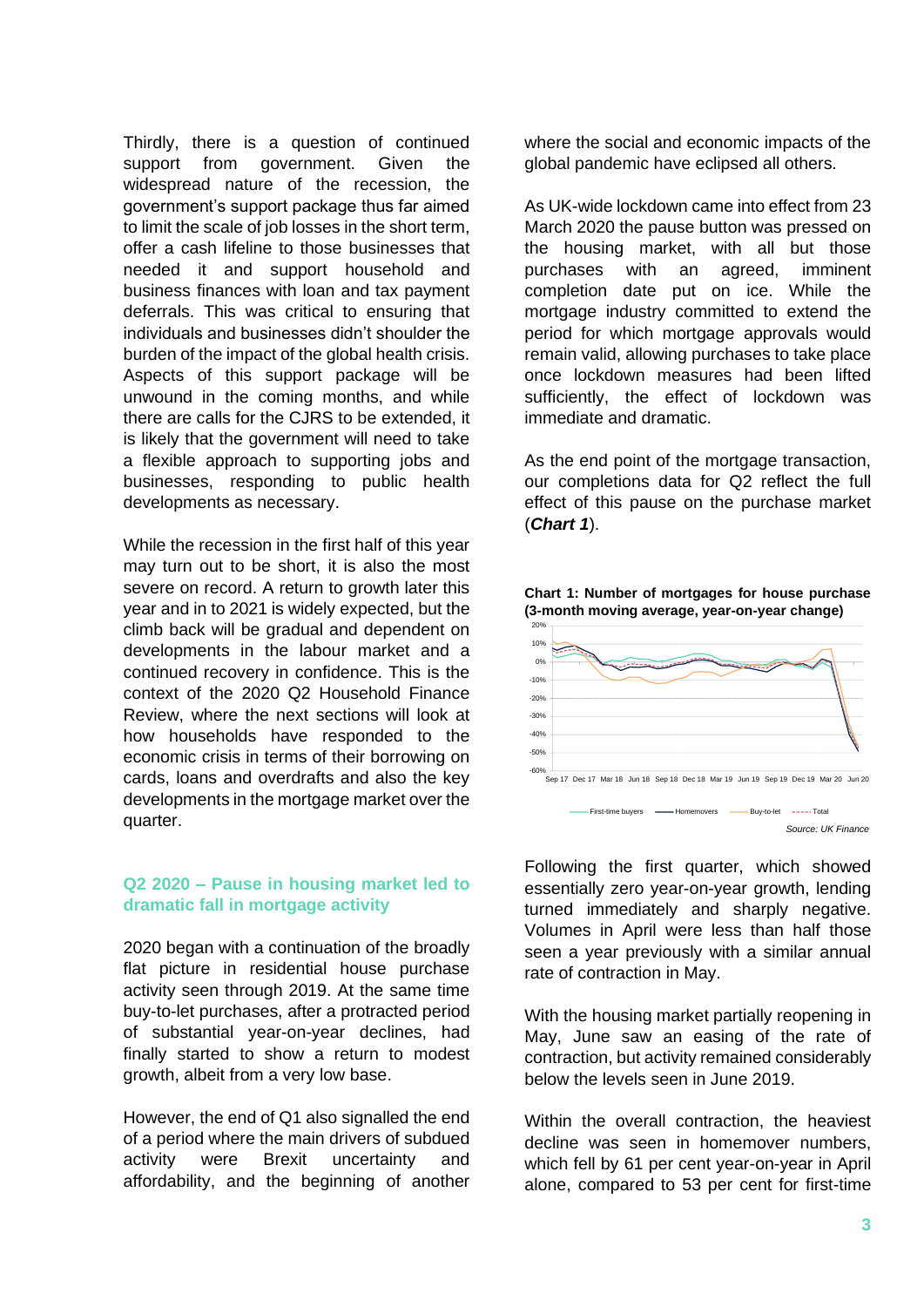Thirdly, there is a question of continued support from government. Given the widespread nature of the recession, the government's support package thus far aimed to limit the scale of job losses in the short term, offer a cash lifeline to those businesses that needed it and support household and business finances with loan and tax payment deferrals. This was critical to ensuring that individuals and businesses didn't shoulder the burden of the impact of the global health crisis. Aspects of this support package will be unwound in the coming months, and while there are calls for the CJRS to be extended, it is likely that the government will need to take a flexible approach to supporting jobs and businesses, responding to public health developments as necessary.

While the recession in the first half of this year may turn out to be short, it is also the most severe on record. A return to growth later this year and in to 2021 is widely expected, but the climb back will be gradual and dependent on developments in the labour market and a continued recovery in confidence. This is the context of the 2020 Q2 Household Finance Review, where the next sections will look at how households have responded to the economic crisis in terms of their borrowing on cards, loans and overdrafts and also the key developments in the mortgage market over the quarter.

## Q2 2020 – Pause in housing market led to dramatic fall in mortgage activity

2020 began with a continuation of the broadly flat picture in residential house purchase activity seen through 2019. At the same time buy-to-let purchases, after a protracted period of substantial year-on-year declines, had finally started to show a return to modest growth, albeit from a very low base.

However, the end of Q1 also signalled the end of a period where the main drivers of subdued activity were Brexit uncertainty and affordability, and the beginning of another where the social and economic impacts of the global pandemic have eclipsed all others.

As UK-wide lockdown came into effect from 23 March 2020 the pause button was pressed on the housing market, with all but those purchases with an agreed, imminent completion date put on ice. While the mortgage industry committed to extend the period for which mortgage approvals would remain valid, allowing purchases to take place once lockdown measures had been lifted sufficiently, the effect of lockdown was immediate and dramatic.

As the end point of the mortgage transaction, our completions data for Q2 reflect the full effect of this pause on the purchase market (***Chart 1***).

**Chart 1: Number of mortgages for house purchase (3-month moving average, year-on-year change)**

20%
10%
0%
-10%
-20%
-30%
-40%
-50%
-60%

Sep 17 Dec 17 Mar 18 Jun 18 Sep 18 Dec 18 Mar 19 Jun 19 Sep 19 Dec 19 Mar 20 Jun 20

First-time buyers, Homemovers, Buy-to-let, Total

*Source: UK Finance*

Following the first quarter, which showed essentially zero year-on-year growth, lending turned immediately and sharply negative. Volumes in April were less than half those seen a year previously with a similar annual rate of contraction in May.

With the housing market partially reopening in May, June saw an easing of the rate of contraction, but activity remained considerably below the levels seen in June 2019.

Within the overall contraction, the heaviest decline was seen in homemover numbers, which fell by 61 per cent year-on-year in April alone, compared to 53 per cent for first-time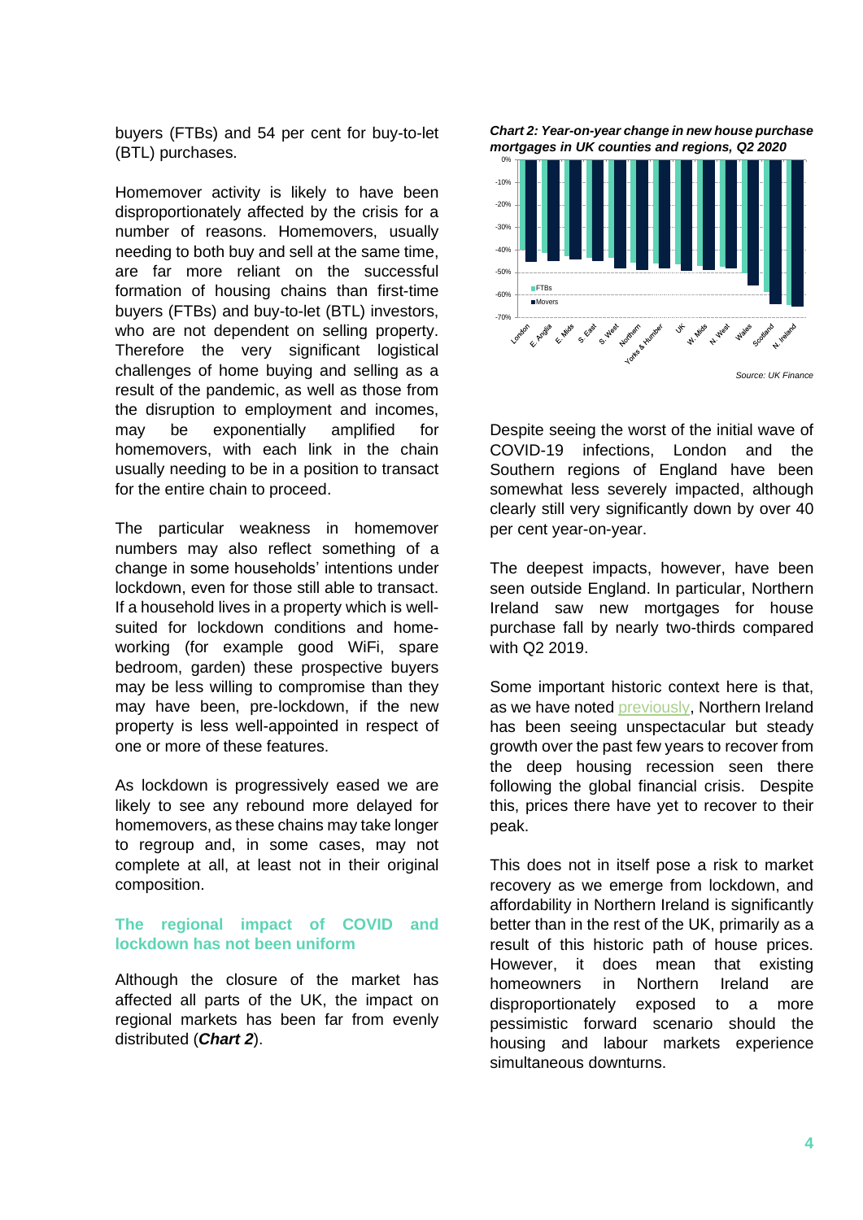buyers (FTBs) and 54 per cent for buy-to-let (BTL) purchases.

Homemover activity is likely to have been disproportionately affected by the crisis for a number of reasons. Homemovers, usually needing to both buy and sell at the same time, are far more reliant on the successful formation of housing chains than first-time buyers (FTBs) and buy-to-let (BTL) investors, who are not dependent on selling property. Therefore the very significant logistical challenges of home buying and selling as a result of the pandemic, as well as those from the disruption to employment and incomes, may be exponentially amplified for homemovers, with each link in the chain usually needing to be in a position to transact for the entire chain to proceed.

The particular weakness in homemover numbers may also reflect something of a change in some households' intentions under lockdown, even for those still able to transact. If a household lives in a property which is well-suited for lockdown conditions and home-working (for example good WiFi, spare bedroom, garden) these prospective buyers may be less willing to compromise than they may have been, pre-lockdown, if the new property is less well-appointed in respect of one or more of these features.

As lockdown is progressively eased we are likely to see any rebound more delayed for homemovers, as these chains may take longer to regroup and, in some cases, may not complete at all, at least not in their original composition.

### The regional impact of COVID and lockdown has not been uniform

Although the closure of the market has affected all parts of the UK, the impact on regional markets has been far from evenly distributed (***Chart 2***).

***Chart 2: Year-on-year change in new house purchase mortgages in UK counties and regions, Q2 2020***

0%
-10%
-20%
-30%
-40%
-50%
-60%
-70%

FTBs
Movers

London, E. Anglia, E. Mids, S. East, S. West, Northern, Yorks & Humber, UK, W. Mids, N. West, Wales, Scotland, N. Ireland

*Source: UK Finance*

Despite seeing the worst of the initial wave of COVID-19 infections, London and the Southern regions of England have been somewhat less severely impacted, although clearly still very significantly down by over 40 per cent year-on-year.

The deepest impacts, however, have been seen outside England. In particular, Northern Ireland saw new mortgages for house purchase fall by nearly two-thirds compared with Q2 2019.

Some important historic context here is that, as we have noted previously, Northern Ireland has been seeing unspectacular but steady growth over the past few years to recover from the deep housing recession seen there following the global financial crisis. Despite this, prices there have yet to recover to their peak.

This does not in itself pose a risk to market recovery as we emerge from lockdown, and affordability in Northern Ireland is significantly better than in the rest of the UK, primarily as a result of this historic path of house prices. However, it does mean that existing homeowners in Northern Ireland are disproportionately exposed to a more pessimistic forward scenario should the housing and labour markets experience simultaneous downturns.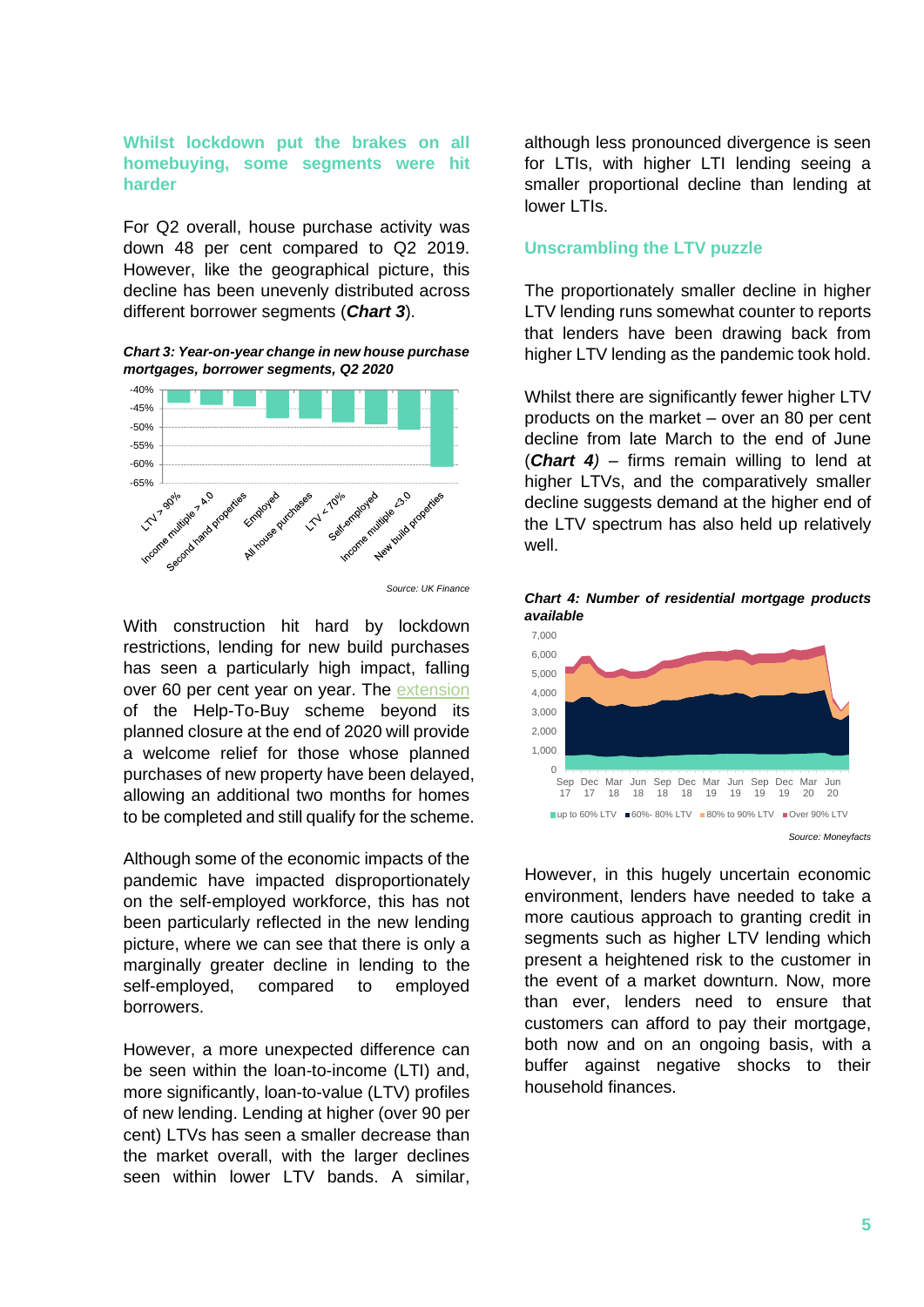## Whilst lockdown put the brakes on all homebuying, some segments were hit harder

For Q2 overall, house purchase activity was down 48 per cent compared to Q2 2019. However, like the geographical picture, this decline has been unevenly distributed across different borrower segments (***Chart 3***).

***Chart 3: Year-on-year change in new house purchase mortgages, borrower segments, Q2 2020***

-40%
-45%
-50%
-55%
-60%
-65%

LTV > 90%
Income multiple > 4.0
Second hand properties
Employed
All house purchases
LTV < 70%
Self-employed
Income multiple <3.0
New build properties

*Source: UK Finance*

With construction hit hard by lockdown restrictions, lending for new build purchases has seen a particularly high impact, falling over 60 per cent year on year. The extension of the Help-To-Buy scheme beyond its planned closure at the end of 2020 will provide a welcome relief for those whose planned purchases of new property have been delayed, allowing an additional two months for homes to be completed and still qualify for the scheme.

Although some of the economic impacts of the pandemic have impacted disproportionately on the self-employed workforce, this has not been particularly reflected in the new lending picture, where we can see that there is only a marginally greater decline in lending to the self-employed, compared to employed borrowers.

However, a more unexpected difference can be seen within the loan-to-income (LTI) and, more significantly, loan-to-value (LTV) profiles of new lending. Lending at higher (over 90 per cent) LTVs has seen a smaller decrease than the market overall, with the larger declines seen within lower LTV bands. A similar, although less pronounced divergence is seen for LTIs, with higher LTI lending seeing a smaller proportional decline than lending at lower LTIs.

## Unscrambling the LTV puzzle

The proportionately smaller decline in higher LTV lending runs somewhat counter to reports that lenders have been drawing back from higher LTV lending as the pandemic took hold.

Whilst there are significantly fewer higher LTV products on the market – over an 80 per cent decline from late March to the end of June (***Chart 4)*** – firms remain willing to lend at higher LTVs, and the comparatively smaller decline suggests demand at the higher end of the LTV spectrum has also held up relatively well.

***Chart 4: Number of residential mortgage products available***

7,000
6,000
5,000
4,000
3,000
2,000
1,000
0

Sep 17, Dec 17, Mar 18, Jun 18, Sep 18, Dec 18, Mar 19, Jun 19, Sep 19, Dec 19, Mar 20, Jun 20

up to 60% LTV, 60%- 80% LTV, 80% to 90% LTV, Over 90% LTV

*Source: Moneyfacts*

However, in this hugely uncertain economic environment, lenders have needed to take a more cautious approach to granting credit in segments such as higher LTV lending which present a heightened risk to the customer in the event of a market downturn. Now, more than ever, lenders need to ensure that customers can afford to pay their mortgage, both now and on an ongoing basis, with a buffer against negative shocks to their household finances.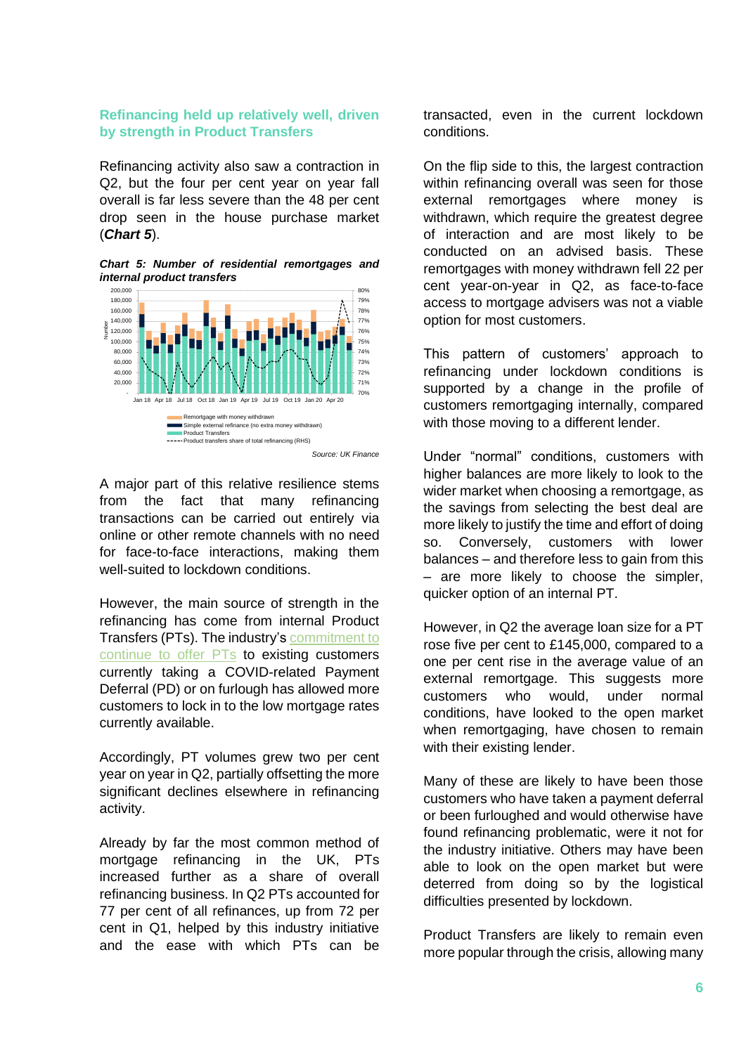## Refinancing held up relatively well, driven by strength in Product Transfers

Refinancing activity also saw a contraction in Q2, but the four per cent year on year fall overall is far less severe than the 48 per cent drop seen in the house purchase market (***Chart 5***).

***Chart 5: Number of residential remortgages and internal product transfers***

200,000
180,000
160,000
140,000
120,000
100,000
80,000
60,000
40,000
20,000
-

Number

80%
79%
78%
77%
76%
75%
74%
73%
72%
71%
70%

Jan 18 Apr 18 Jul 18 Oct 18 Jan 19 Apr 19 Jul 19 Oct 19 Jan 20 Apr 20

Remortgage with money withdrawn
Simple external refinance (no extra money withdrawn)
Product Transfers
Product transfers share of total refinancing (RHS)

*Source: UK Finance*

A major part of this relative resilience stems from the fact that many refinancing transactions can be carried out entirely via online or other remote channels with no need for face-to-face interactions, making them well-suited to lockdown conditions.

However, the main source of strength in the refinancing has come from internal Product Transfers (PTs). The industry's commitment to continue to offer PTs to existing customers currently taking a COVID-related Payment Deferral (PD) or on furlough has allowed more customers to lock in to the low mortgage rates currently available.

Accordingly, PT volumes grew two per cent year on year in Q2, partially offsetting the more significant declines elsewhere in refinancing activity.

Already by far the most common method of mortgage refinancing in the UK, PTs increased further as a share of overall refinancing business. In Q2 PTs accounted for 77 per cent of all refinances, up from 72 per cent in Q1, helped by this industry initiative and the ease with which PTs can be transacted, even in the current lockdown conditions.

On the flip side to this, the largest contraction within refinancing overall was seen for those external remortgages where money is withdrawn, which require the greatest degree of interaction and are most likely to be conducted on an advised basis. These remortgages with money withdrawn fell 22 per cent year-on-year in Q2, as face-to-face access to mortgage advisers was not a viable option for most customers.

This pattern of customers' approach to refinancing under lockdown conditions is supported by a change in the profile of customers remortgaging internally, compared with those moving to a different lender.

Under "normal" conditions, customers with higher balances are more likely to look to the wider market when choosing a remortgage, as the savings from selecting the best deal are more likely to justify the time and effort of doing so. Conversely, customers with lower balances – and therefore less to gain from this – are more likely to choose the simpler, quicker option of an internal PT.

However, in Q2 the average loan size for a PT rose five per cent to £145,000, compared to a one per cent rise in the average value of an external remortgage. This suggests more customers who would, under normal conditions, have looked to the open market when remortgaging, have chosen to remain with their existing lender.

Many of these are likely to have been those customers who have taken a payment deferral or been furloughed and would otherwise have found refinancing problematic, were it not for the industry initiative. Others may have been able to look on the open market but were deterred from doing so by the logistical difficulties presented by lockdown.

Product Transfers are likely to remain even more popular through the crisis, allowing many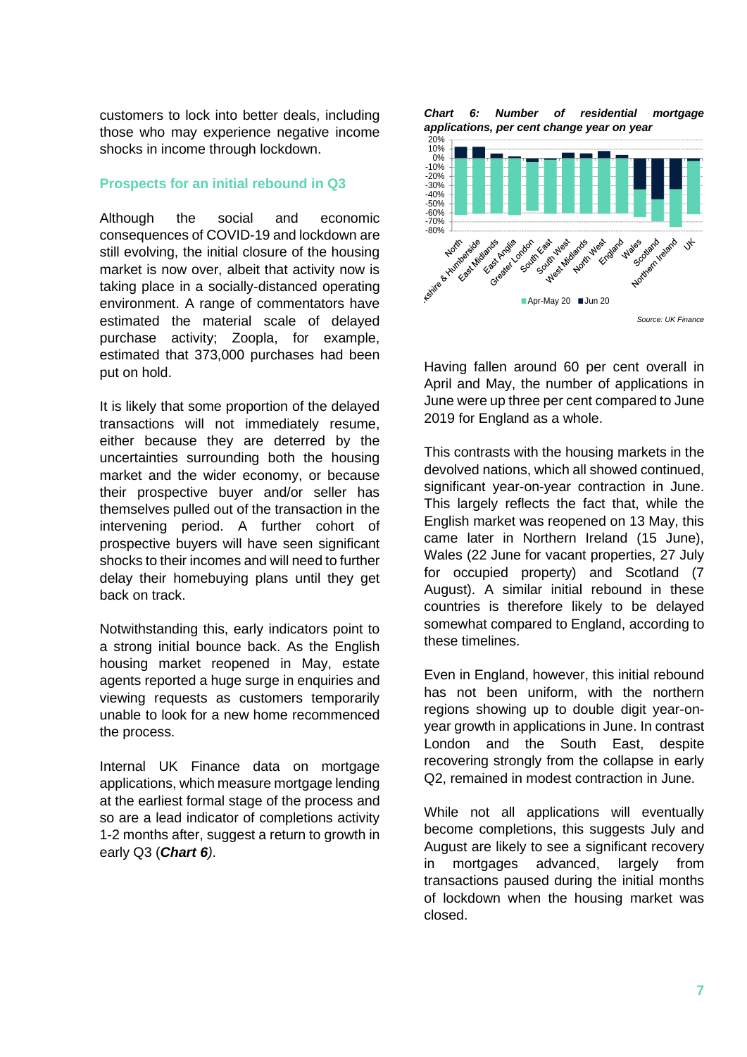customers to lock into better deals, including those who may experience negative income shocks in income through lockdown.

## Prospects for an initial rebound in Q3

Although the social and economic consequences of COVID-19 and lockdown are still evolving, the initial closure of the housing market is now over, albeit that activity now is taking place in a socially-distanced operating environment. A range of commentators have estimated the material scale of delayed purchase activity; Zoopla, for example, estimated that 373,000 purchases had been put on hold.

It is likely that some proportion of the delayed transactions will not immediately resume, either because they are deterred by the uncertainties surrounding both the housing market and the wider economy, or because their prospective buyer and/or seller has themselves pulled out of the transaction in the intervening period. A further cohort of prospective buyers will have seen significant shocks to their incomes and will need to further delay their homebuying plans until they get back on track.

Notwithstanding this, early indicators point to a strong initial bounce back. As the English housing market reopened in May, estate agents reported a huge surge in enquiries and viewing requests as customers temporarily unable to look for a new home recommenced the process.

Internal UK Finance data on mortgage applications, which measure mortgage lending at the earliest formal stage of the process and so are a lead indicator of completions activity 1-2 months after, suggest a return to growth in early Q3 (***Chart 6***).

***Chart 6: Number of residential mortgage applications, per cent change year on year***

20%
10%
0%
-10%
-20%
-30%
-40%
-50%
-60%
-70%
-80%

North
Yorkshire & Humberside
East Midlands
East Anglia
Greater London
South East
South West
West Midlands
North West
England
Wales
Scotland
Northern Ireland
UK

Apr-May 20 Jun 20

*Source: UK Finance*

Having fallen around 60 per cent overall in April and May, the number of applications in June were up three per cent compared to June 2019 for England as a whole.

This contrasts with the housing markets in the devolved nations, which all showed continued, significant year-on-year contraction in June. This largely reflects the fact that, while the English market was reopened on 13 May, this came later in Northern Ireland (15 June), Wales (22 June for vacant properties, 27 July for occupied property) and Scotland (7 August). A similar initial rebound in these countries is therefore likely to be delayed somewhat compared to England, according to these timelines.

Even in England, however, this initial rebound has not been uniform, with the northern regions showing up to double digit year-on-year growth in applications in June. In contrast London and the South East, despite recovering strongly from the collapse in early Q2, remained in modest contraction in June.

While not all applications will eventually become completions, this suggests July and August are likely to see a significant recovery in mortgages advanced, largely from transactions paused during the initial months of lockdown when the housing market was closed.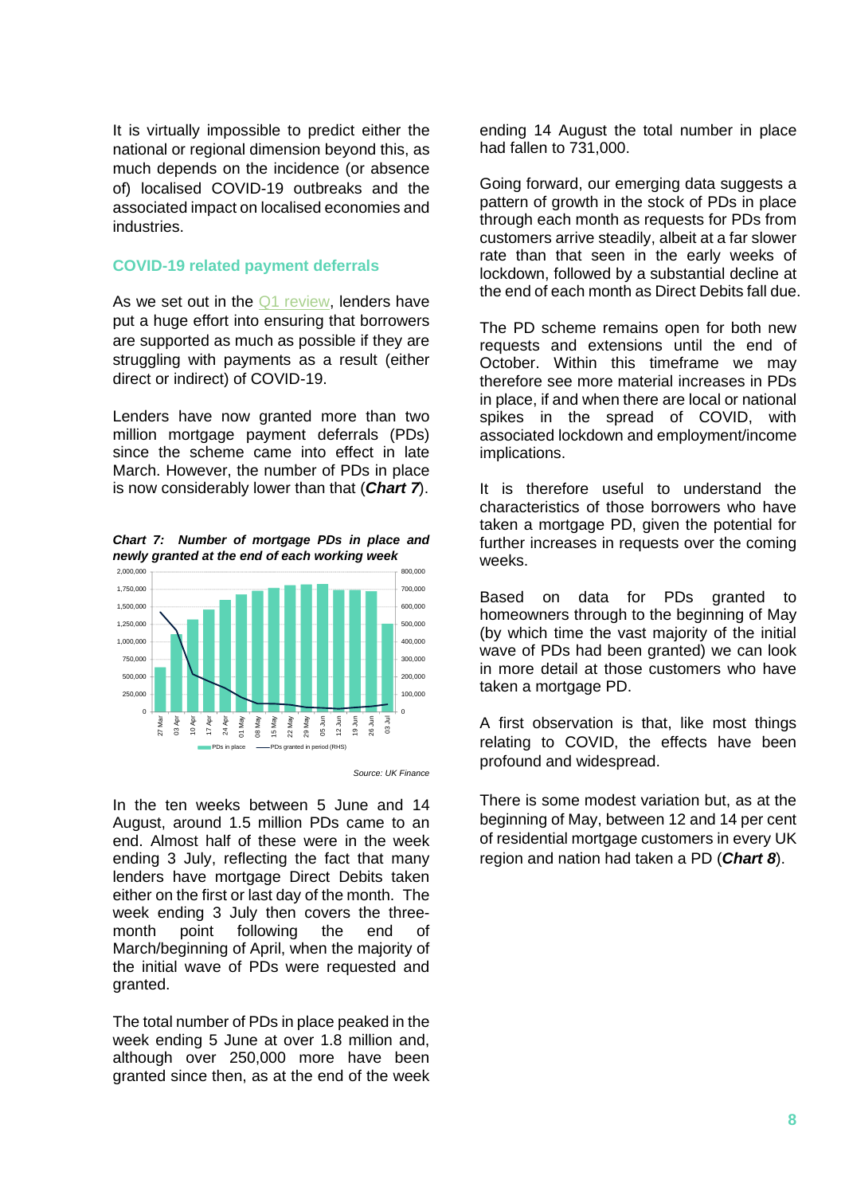It is virtually impossible to predict either the national or regional dimension beyond this, as much depends on the incidence (or absence of) localised COVID-19 outbreaks and the associated impact on localised economies and industries.

### COVID-19 related payment deferrals

As we set out in the Q1 review, lenders have put a huge effort into ensuring that borrowers are supported as much as possible if they are struggling with payments as a result (either direct or indirect) of COVID-19.

Lenders have now granted more than two million mortgage payment deferrals (PDs) since the scheme came into effect in late March. However, the number of PDs in place is now considerably lower than that (***Chart 7***).

***Chart 7: Number of mortgage PDs in place and newly granted at the end of each working week***

2,000,000
1,750,000
1,500,000
1,250,000
1,000,000
750,000
500,000
250,000
0

800,000
700,000
600,000
500,000
400,000
300,000
200,000
100,000
0

27 Mar
03 Apr
10 Apr
17 Apr
24 Apr
01 May
08 May
15 May
22 May
29 May
05 Jun
12 Jun
19 Jun
26 Jun
03 Jul

PDs in place
PDs granted in period (RHS)

*Source: UK Finance*

In the ten weeks between 5 June and 14 August, around 1.5 million PDs came to an end. Almost half of these were in the week ending 3 July, reflecting the fact that many lenders have mortgage Direct Debits taken either on the first or last day of the month. The week ending 3 July then covers the three-month point following the end of March/beginning of April, when the majority of the initial wave of PDs were requested and granted.

The total number of PDs in place peaked in the week ending 5 June at over 1.8 million and, although over 250,000 more have been granted since then, as at the end of the week ending 14 August the total number in place had fallen to 731,000.

Going forward, our emerging data suggests a pattern of growth in the stock of PDs in place through each month as requests for PDs from customers arrive steadily, albeit at a far slower rate than that seen in the early weeks of lockdown, followed by a substantial decline at the end of each month as Direct Debits fall due.

The PD scheme remains open for both new requests and extensions until the end of October. Within this timeframe we may therefore see more material increases in PDs in place, if and when there are local or national spikes in the spread of COVID, with associated lockdown and employment/income implications.

It is therefore useful to understand the characteristics of those borrowers who have taken a mortgage PD, given the potential for further increases in requests over the coming weeks.

Based on data for PDs granted to homeowners through to the beginning of May (by which time the vast majority of the initial wave of PDs had been granted) we can look in more detail at those customers who have taken a mortgage PD.

A first observation is that, like most things relating to COVID, the effects have been profound and widespread.

There is some modest variation but, as at the beginning of May, between 12 and 14 per cent of residential mortgage customers in every UK region and nation had taken a PD (***Chart 8***).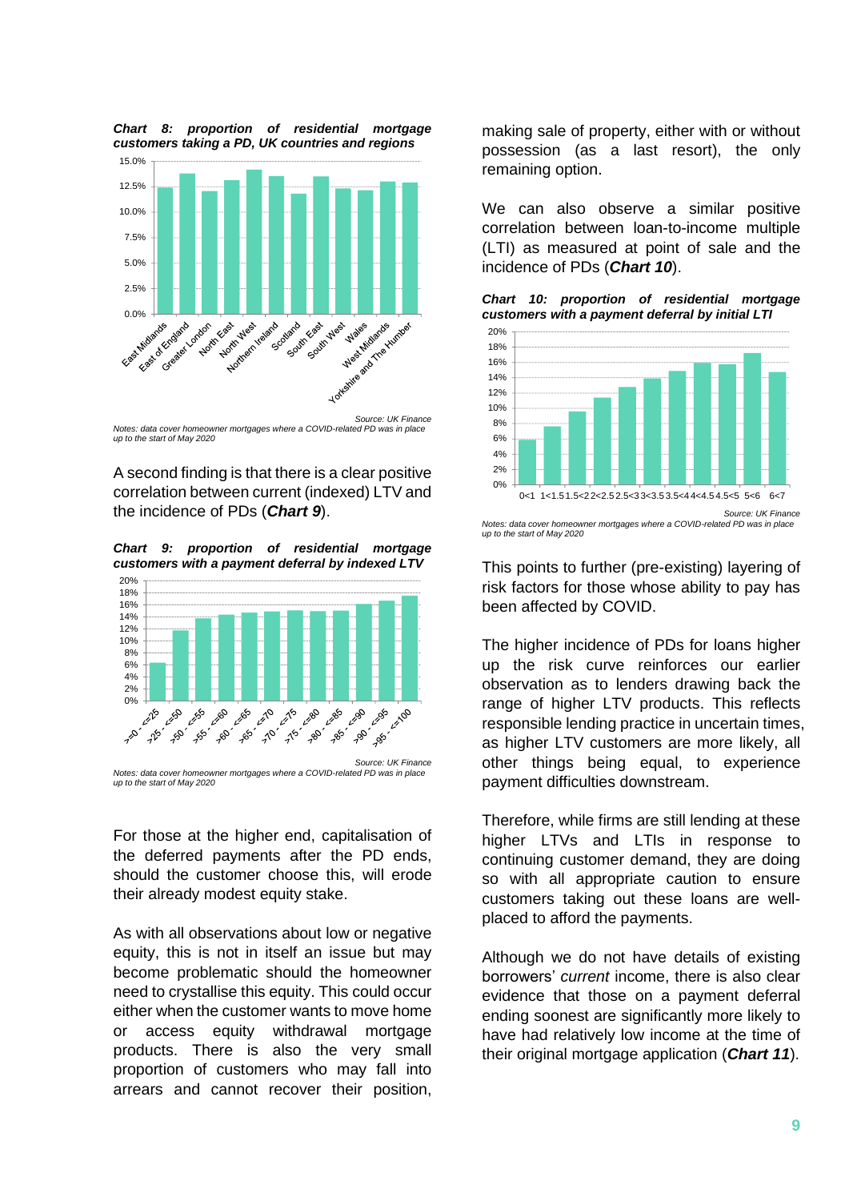***Chart 8: proportion of residential mortgage customers taking a PD, UK countries and regions***

15.0%
12.5%
10.0%
7.5%
5.0%
2.5%
0.0%

East Midlands
East of England
Greater London
North East
North West
Northern Ireland
Scotland
South East
South West
Wales
West Midlands
Yorkshire and The Humber

*Source: UK Finance*

*Notes: data cover homeowner mortgages where a COVID-related PD was in place up to the start of May 2020*

A second finding is that there is a clear positive correlation between current (indexed) LTV and the incidence of PDs (***Chart 9***).

***Chart 9: proportion of residential mortgage customers with a payment deferral by indexed LTV***

20%
18%
16%
14%
12%
10%
8%
6%
4%
2%
0%

>=0 - <=25
>25 - <=50
>50 - <=55
>55 - <=60
>60 - <=65
>65 - <=70
>70 - <=75
>75 - <=80
>80 - <=85
>85 - <=90
>90 - <=95
>95 - <=100

*Source: UK Finance*

*Notes: data cover homeowner mortgages where a COVID-related PD was in place up to the start of May 2020*

For those at the higher end, capitalisation of the deferred payments after the PD ends, should the customer choose this, will erode their already modest equity stake.

As with all observations about low or negative equity, this is not in itself an issue but may become problematic should the homeowner need to crystallise this equity. This could occur either when the customer wants to move home or access equity withdrawal mortgage products. There is also the very small proportion of customers who may fall into arrears and cannot recover their position, making sale of property, either with or without possession (as a last resort), the only remaining option.

We can also observe a similar positive correlation between loan-to-income multiple (LTI) as measured at point of sale and the incidence of PDs (***Chart 10***).

***Chart 10: proportion of residential mortgage customers with a payment deferral by initial LTI***

20%
18%
16%
14%
12%
10%
8%
6%
4%
2%
0%

0<1
1<1.5
1.5<2
2<2.5
2.5<3
3<3.5
3.5<4
4<4.5
4.5<5
5<6
6<7

*Source: UK Finance*

*Notes: data cover homeowner mortgages where a COVID-related PD was in place up to the start of May 2020*

This points to further (pre-existing) layering of risk factors for those whose ability to pay has been affected by COVID.

The higher incidence of PDs for loans higher up the risk curve reinforces our earlier observation as to lenders drawing back the range of higher LTV products. This reflects responsible lending practice in uncertain times, as higher LTV customers are more likely, all other things being equal, to experience payment difficulties downstream.

Therefore, while firms are still lending at these higher LTVs and LTIs in response to continuing customer demand, they are doing so with all appropriate caution to ensure customers taking out these loans are well-placed to afford the payments.

Although we do not have details of existing borrowers' *current* income, there is also clear evidence that those on a payment deferral ending soonest are significantly more likely to have had relatively low income at the time of their original mortgage application (***Chart 11***).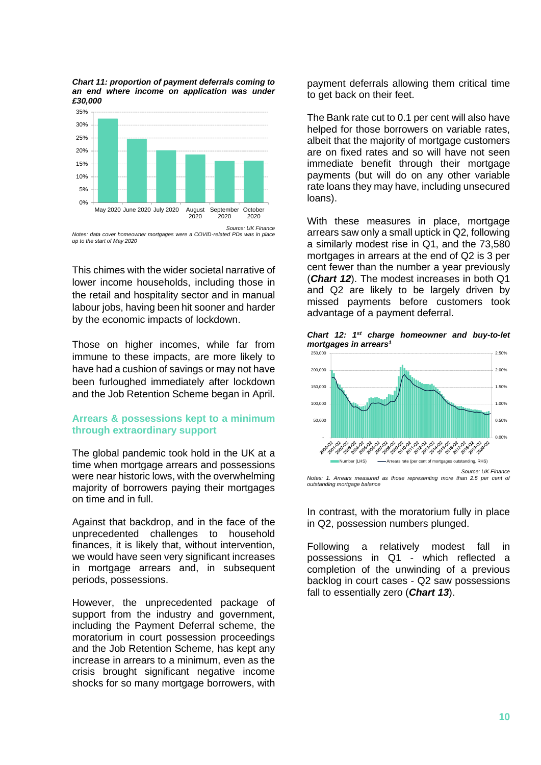***Chart 11: proportion of payment deferrals coming to an end where income on application was under £30,000***

35%
30%
25%
20%
15%
10%
5%
0%

May 2020 June 2020 July 2020 August 2020 September 2020 October 2020

*Source: UK Finance*

*Notes: data cover homeowner mortgages were a COVID-related PDs was in place up to the start of May 2020*

This chimes with the wider societal narrative of lower income households, including those in the retail and hospitality sector and in manual labour jobs, having been hit sooner and harder by the economic impacts of lockdown.

Those on higher incomes, while far from immune to these impacts, are more likely to have had a cushion of savings or may not have been furloughed immediately after lockdown and the Job Retention Scheme began in April.

## Arrears & possessions kept to a minimum through extraordinary support

The global pandemic took hold in the UK at a time when mortgage arrears and possessions were near historic lows, with the overwhelming majority of borrowers paying their mortgages on time and in full.

Against that backdrop, and in the face of the unprecedented challenges to household finances, it is likely that, without intervention, we would have seen very significant increases in mortgage arrears and, in subsequent periods, possessions.

However, the unprecedented package of support from the industry and government, including the Payment Deferral scheme, the moratorium in court possession proceedings and the Job Retention Scheme, has kept any increase in arrears to a minimum, even as the crisis brought significant negative income shocks for so many mortgage borrowers, with payment deferrals allowing them critical time to get back on their feet.

The Bank rate cut to 0.1 per cent will also have helped for those borrowers on variable rates, albeit that the majority of mortgage customers are on fixed rates and so will have not seen immediate benefit through their mortgage payments (but will do on any other variable rate loans they may have, including unsecured loans).

With these measures in place, mortgage arrears saw only a small uptick in Q2, following a similarly modest rise in Q1, and the 73,580 mortgages in arrears at the end of Q2 is 3 per cent fewer than the number a year previously (***Chart 12***). The modest increases in both Q1 and Q2 are likely to be largely driven by missed payments before customers took advantage of a payment deferral.

***Chart 12: 1st charge homeowner and buy-to-let mortgages in arrears[1]***

250,000
200,000
150,000
100,000
50,000
-

2.50%
2.00%
1.50%
1.00%
0.50%
0.00%

2000-Q2 2001-Q2 2002-Q2 2003-Q2 2004-Q2 2005-Q2 2006-Q2 2007-Q2 2008-Q2 2009-Q2 2010-Q2 2011-Q2 2012-Q2 2013-Q2 2014-Q2 2015-Q2 2016-Q2 2017-Q2 2018-Q2 2019-Q2 2020-Q2

Number (LHS)
Arrears rate (per cent of mortgages outstanding, RHS)

*Source: UK Finance*

*Notes: 1. Arrears measured as those representing more than 2.5 per cent of outstanding mortgage balance*

In contrast, with the moratorium fully in place in Q2, possession numbers plunged.

Following a relatively modest fall in possessions in Q1 - which reflected a completion of the unwinding of a previous backlog in court cases - Q2 saw possessions fall to essentially zero (***Chart 13***).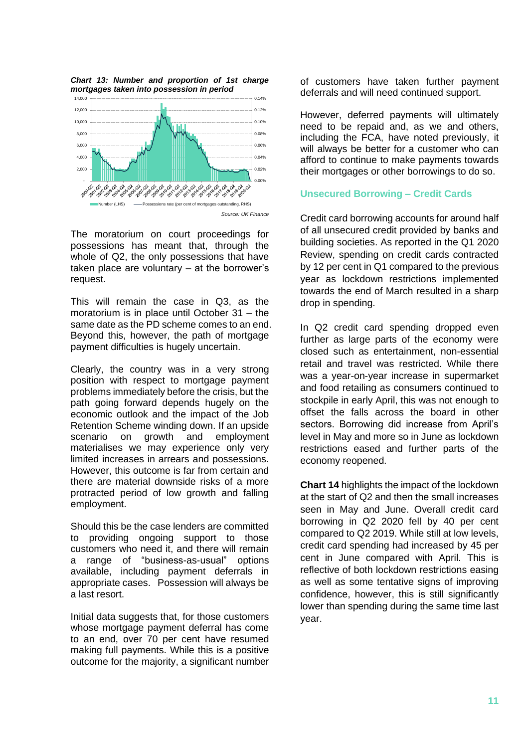*Chart 13: Number and proportion of 1st charge mortgages taken into possession in period*

14,000
12,000
10,000
8,000
6,000
4,000
2,000
-

0.14%
0.12%
0.10%
0.08%
0.06%
0.04%
0.02%
0.00%

2000-Q2 2001-Q2 2002-Q2 2003-Q2 2004-Q2 2005-Q2 2006-Q2 2007-Q2 2008-Q2 2009-Q2 2010-Q2 2011-Q2 2012-Q2 2013-Q2 2014-Q2 2015-Q2 2016-Q2 2017-Q2 2018-Q2 2019-Q2 2020-Q2

Number (LHS) —— Possessions rate (per cent of mortgages outstanding, RHS)

*Source: UK Finance*

The moratorium on court proceedings for possessions has meant that, through the whole of Q2, the only possessions that have taken place are voluntary – at the borrower's request.

This will remain the case in Q3, as the moratorium is in place until October 31 – the same date as the PD scheme comes to an end. Beyond this, however, the path of mortgage payment difficulties is hugely uncertain.

Clearly, the country was in a very strong position with respect to mortgage payment problems immediately before the crisis, but the path going forward depends hugely on the economic outlook and the impact of the Job Retention Scheme winding down. If an upside scenario on growth and employment materialises we may experience only very limited increases in arrears and possessions. However, this outcome is far from certain and there are material downside risks of a more protracted period of low growth and falling employment.

Should this be the case lenders are committed to providing ongoing support to those customers who need it, and there will remain a range of "business-as-usual" options available, including payment deferrals in appropriate cases. Possession will always be a last resort.

Initial data suggests that, for those customers whose mortgage payment deferral has come to an end, over 70 per cent have resumed making full payments. While this is a positive outcome for the majority, a significant number of customers have taken further payment deferrals and will need continued support.

However, deferred payments will ultimately need to be repaid and, as we and others, including the FCA, have noted previously, it will always be better for a customer who can afford to continue to make payments towards their mortgages or other borrowings to do so.

### Unsecured Borrowing – Credit Cards

Credit card borrowing accounts for around half of all unsecured credit provided by banks and building societies. As reported in the Q1 2020 Review, spending on credit cards contracted by 12 per cent in Q1 compared to the previous year as lockdown restrictions implemented towards the end of March resulted in a sharp drop in spending.

In Q2 credit card spending dropped even further as large parts of the economy were closed such as entertainment, non-essential retail and travel was restricted. While there was a year-on-year increase in supermarket and food retailing as consumers continued to stockpile in early April, this was not enough to offset the falls across the board in other sectors. Borrowing did increase from April's level in May and more so in June as lockdown restrictions eased and further parts of the economy reopened.

**Chart 14** highlights the impact of the lockdown at the start of Q2 and then the small increases seen in May and June. Overall credit card borrowing in Q2 2020 fell by 40 per cent compared to Q2 2019. While still at low levels, credit card spending had increased by 45 per cent in June compared with April. This is reflective of both lockdown restrictions easing as well as some tentative signs of improving confidence, however, this is still significantly lower than spending during the same time last year.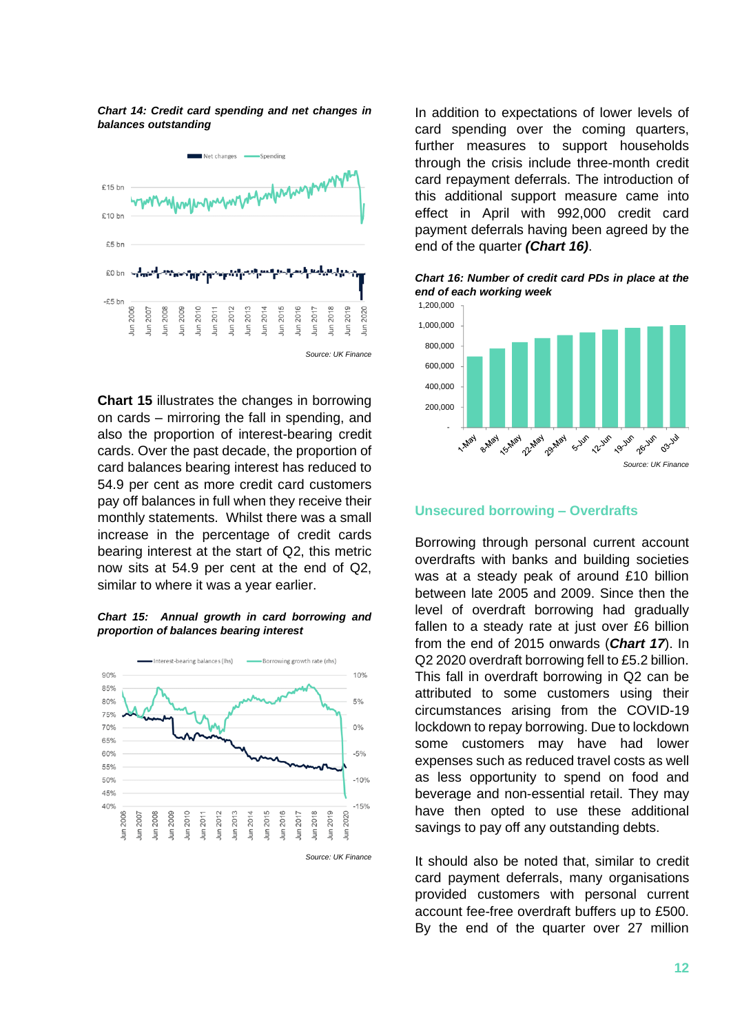*Chart 14: Credit card spending and net changes in balances outstanding*

Net changes
Spending

£15 bn
£10 bn
£5 bn
£0 bn
-£5 bn

Jun 2006
Jun 2007
Jun 2008
Jun 2009
Jun 2010
Jun 2011
Jun 2012
Jun 2013
Jun 2014
Jun 2015
Jun 2016
Jun 2017
Jun 2018
Jun 2019
Jun 2020

*Source: UK Finance*

**Chart 15** illustrates the changes in borrowing on cards – mirroring the fall in spending, and also the proportion of interest-bearing credit cards. Over the past decade, the proportion of card balances bearing interest has reduced to 54.9 per cent as more credit card customers pay off balances in full when they receive their monthly statements. Whilst there was a small increase in the percentage of credit cards bearing interest at the start of Q2, this metric now sits at 54.9 per cent at the end of Q2, similar to where it was a year earlier.

*Chart 15: Annual growth in card borrowing and proportion of balances bearing interest*

Interest-bearing balances (lhs)
Borrowing growth rate (rhs)

90%
85%
80%
75%
70%
65%
60%
55%
50%
45%
40%

10%
5%
0%
-5%
-10%
-15%

Jun 2006
Jun 2007
Jun 2008
Jun 2009
Jun 2010
Jun 2011
Jun 2012
Jun 2013
Jun 2014
Jun 2015
Jun 2016
Jun 2017
Jun 2018
Jun 2019
Jun 2020

*Source: UK Finance*

In addition to expectations of lower levels of card spending over the coming quarters, further measures to support households through the crisis include three-month credit card repayment deferrals. The introduction of this additional support measure came into effect in April with 992,000 credit card payment deferrals having been agreed by the end of the quarter ***(Chart 16)***.

*Chart 16: Number of credit card PDs in place at the end of each working week*

1,200,000
1,000,000
800,000
600,000
400,000
200,000
-

1-May
8-May
15-May
22-May
29-May
5-Jun
12-Jun
19-Jun
26-Jun
03-Jul

*Source: UK Finance*

## Unsecured borrowing – Overdrafts

Borrowing through personal current account overdrafts with banks and building societies was at a steady peak of around £10 billion between late 2005 and 2009. Since then the level of overdraft borrowing had gradually fallen to a steady rate at just over £6 billion from the end of 2015 onwards (***Chart 17***). In Q2 2020 overdraft borrowing fell to £5.2 billion. This fall in overdraft borrowing in Q2 can be attributed to some customers using their circumstances arising from the COVID-19 lockdown to repay borrowing. Due to lockdown some customers may have had lower expenses such as reduced travel costs as well as less opportunity to spend on food and beverage and non-essential retail. They may have then opted to use these additional savings to pay off any outstanding debts.

It should also be noted that, similar to credit card payment deferrals, many organisations provided customers with personal current account fee-free overdraft buffers up to £500. By the end of the quarter over 27 million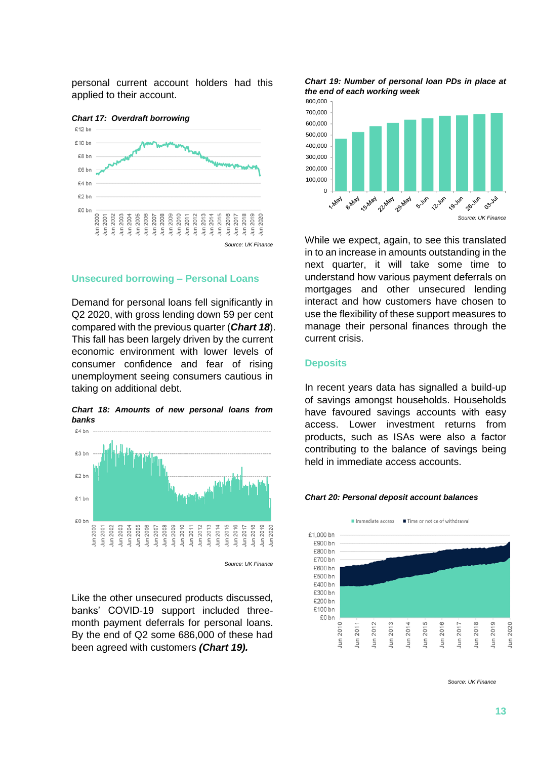personal current account holders had this applied to their account.

*Chart 17: Overdraft borrowing*

£12 bn
£10 bn
£8 bn
£6 bn
£4 bn
£2 bn
£0 bn

Jun 2000
Jun 2001
Jun 2002
Jun 2003
Jun 2004
Jun 2005
Jun 2006
Jun 2007
Jun 2008
Jun 2009
Jun 2010
Jun 2011
Jun 2012
Jun 2013
Jun 2014
Jun 2015
Jun 2016
Jun 2017
Jun 2018
Jun 2019
Jun 2020

*Source: UK Finance*

## Unsecured borrowing – Personal Loans

Demand for personal loans fell significantly in Q2 2020, with gross lending down 59 per cent compared with the previous quarter (***Chart 18***). This fall has been largely driven by the current economic environment with lower levels of consumer confidence and fear of rising unemployment seeing consumers cautious in taking on additional debt.

***Chart 18: Amounts of new personal loans from banks***

£4 bn
£3 bn
£2 bn
£1 bn
£0 bn

Jun 2000
Jun 2001
Jun 2002
Jun 2003
Jun 2004
Jun 2005
Jun 2006
Jun 2007
Jun 2008
Jun 2009
Jun 2010
Jun 2011
Jun 2012
Jun 2013
Jun 2014
Jun 2015
Jun 2016
Jun 2017
Jun 2018
Jun 2019
Jun 2020

*Source: UK Finance*

Like the other unsecured products discussed, banks' COVID-19 support included three-month payment deferrals for personal loans. By the end of Q2 some 686,000 of these had been agreed with customers ***(Chart 19).***

***Chart 19: Number of personal loan PDs in place at the end of each working week***

800,000
700,000
600,000
500,000
400,000
300,000
200,000
100,000
0

1-May
8-May
15-May
22-May
29-May
5-Jun
12-Jun
19-Jun
26-Jun
03-Jul

*Source: UK Finance*

While we expect, again, to see this translated in to an increase in amounts outstanding in the next quarter, it will take some time to understand how various payment deferrals on mortgages and other unsecured lending interact and how customers have chosen to use the flexibility of these support measures to manage their personal finances through the current crisis.

## Deposits

In recent years data has signalled a build-up of savings amongst households. Households have favoured savings accounts with easy access. Lower investment returns from products, such as ISAs were also a factor contributing to the balance of savings being held in immediate access accounts.

***Chart 20: Personal deposit account balances***

Immediate access
Time or notice of withdrawal

£1,000 bn
£900 bn
£800 bn
£700 bn
£600 bn
£500 bn
£400 bn
£300 bn
£200 bn
£100 bn
£0 bn

Jun 2010
Jun 2011
Jun 2012
Jun 2013
Jun 2014
Jun 2015
Jun 2016
Jun 2017
Jun 2018
Jun 2019
Jun 2020

*Source: UK Finance*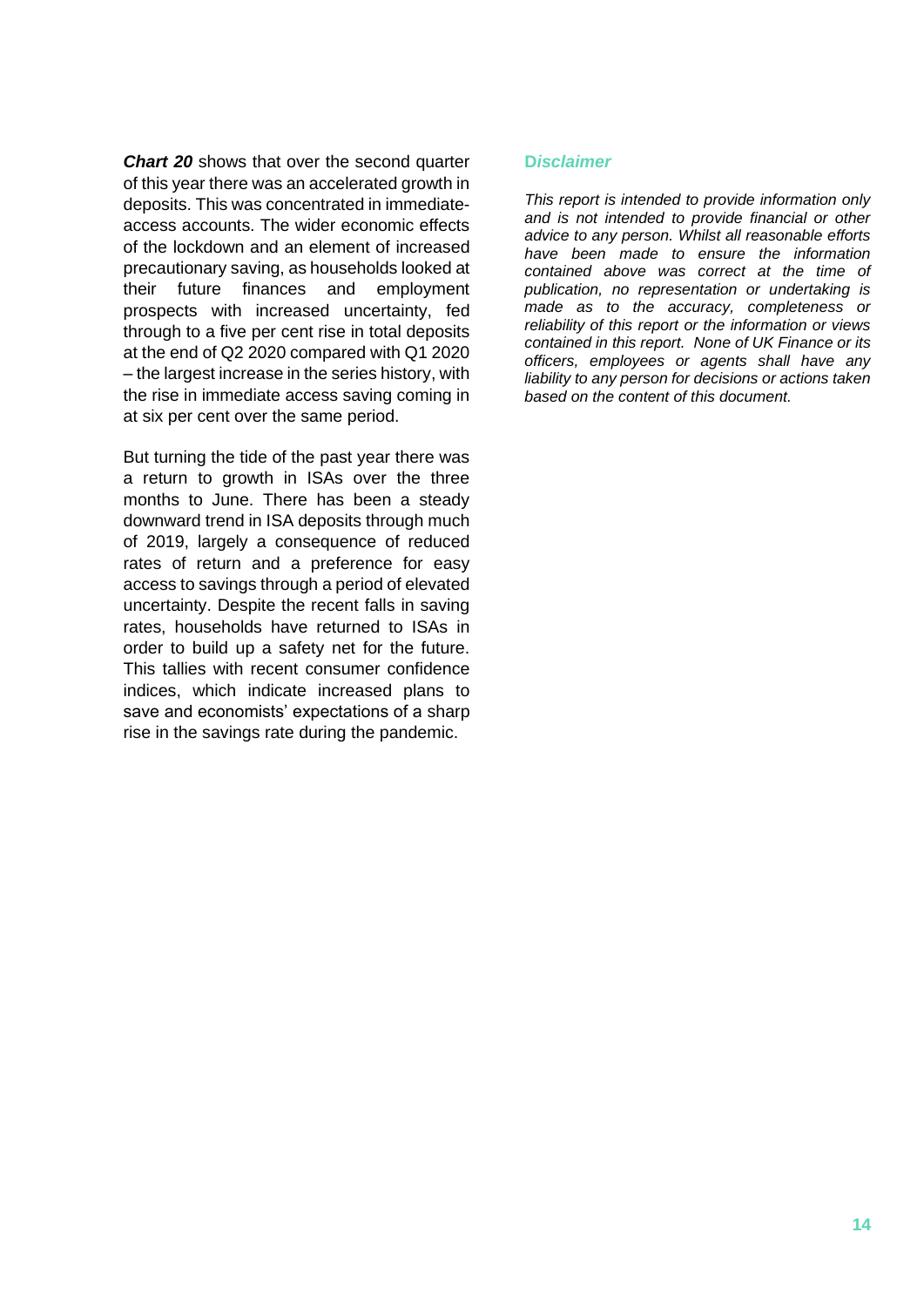***Chart 20*** shows that over the second quarter of this year there was an accelerated growth in deposits. This was concentrated in immediate-access accounts. The wider economic effects of the lockdown and an element of increased precautionary saving, as households looked at their future finances and employment prospects with increased uncertainty, fed through to a five per cent rise in total deposits at the end of Q2 2020 compared with Q1 2020 – the largest increase in the series history, with the rise in immediate access saving coming in at six per cent over the same period.

But turning the tide of the past year there was a return to growth in ISAs over the three months to June. There has been a steady downward trend in ISA deposits through much of 2019, largely a consequence of reduced rates of return and a preference for easy access to savings through a period of elevated uncertainty. Despite the recent falls in saving rates, households have returned to ISAs in order to build up a safety net for the future. This tallies with recent consumer confidence indices, which indicate increased plans to save and economists' expectations of a sharp rise in the savings rate during the pandemic.

**D*isclaimer***

*This report is intended to provide information only and is not intended to provide financial or other advice to any person. Whilst all reasonable efforts have been made to ensure the information contained above was correct at the time of publication, no representation or undertaking is made as to the accuracy, completeness or reliability of this report or the information or views contained in this report. None of UK Finance or its officers, employees or agents shall have any liability to any person for decisions or actions taken based on the content of this document.*